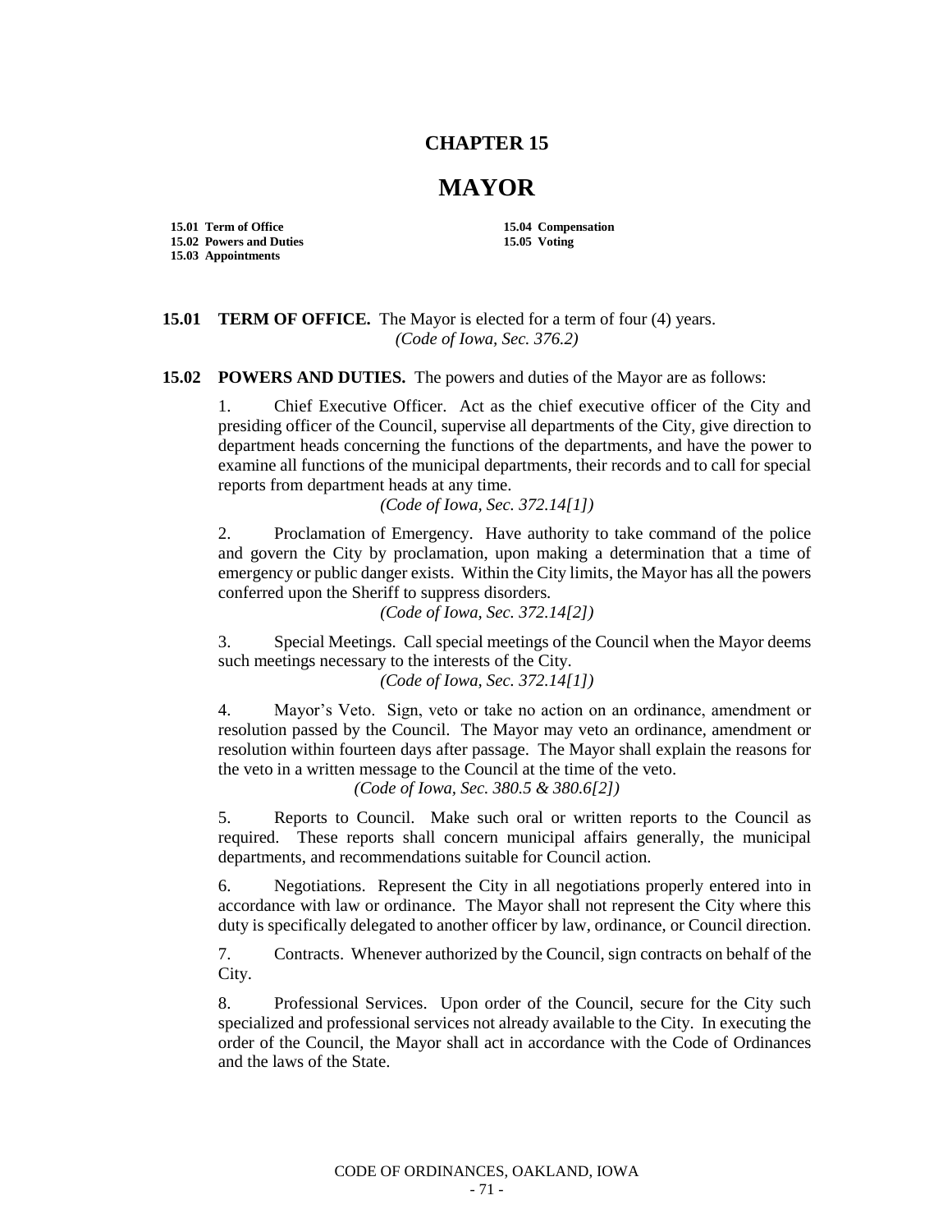# CHAPTER 15

# MAYOR

**15.01 Term of Office**
**15.02 Powers and Duties**
**15.03 Appointments**
**15.04 Compensation**
**15.05 Voting**

**15.01 TERM OF OFFICE.** The Mayor is elected for a term of four (4) years.
*(Code of Iowa, Sec. 376.2)*

**15.02 POWERS AND DUTIES.** The powers and duties of the Mayor are as follows:

1. Chief Executive Officer. Act as the chief executive officer of the City and presiding officer of the Council, supervise all departments of the City, give direction to department heads concerning the functions of the departments, and have the power to examine all functions of the municipal departments, their records and to call for special reports from department heads at any time.
*(Code of Iowa, Sec. 372.14[1])*

2. Proclamation of Emergency. Have authority to take command of the police and govern the City by proclamation, upon making a determination that a time of emergency or public danger exists. Within the City limits, the Mayor has all the powers conferred upon the Sheriff to suppress disorders.
*(Code of Iowa, Sec. 372.14[2])*

3. Special Meetings. Call special meetings of the Council when the Mayor deems such meetings necessary to the interests of the City.
*(Code of Iowa, Sec. 372.14[1])*

4. Mayor's Veto. Sign, veto or take no action on an ordinance, amendment or resolution passed by the Council. The Mayor may veto an ordinance, amendment or resolution within fourteen days after passage. The Mayor shall explain the reasons for the veto in a written message to the Council at the time of the veto.
*(Code of Iowa, Sec. 380.5 & 380.6[2])*

5. Reports to Council. Make such oral or written reports to the Council as required. These reports shall concern municipal affairs generally, the municipal departments, and recommendations suitable for Council action.

6. Negotiations. Represent the City in all negotiations properly entered into in accordance with law or ordinance. The Mayor shall not represent the City where this duty is specifically delegated to another officer by law, ordinance, or Council direction.

7. Contracts. Whenever authorized by the Council, sign contracts on behalf of the City.

8. Professional Services. Upon order of the Council, secure for the City such specialized and professional services not already available to the City. In executing the order of the Council, the Mayor shall act in accordance with the Code of Ordinances and the laws of the State.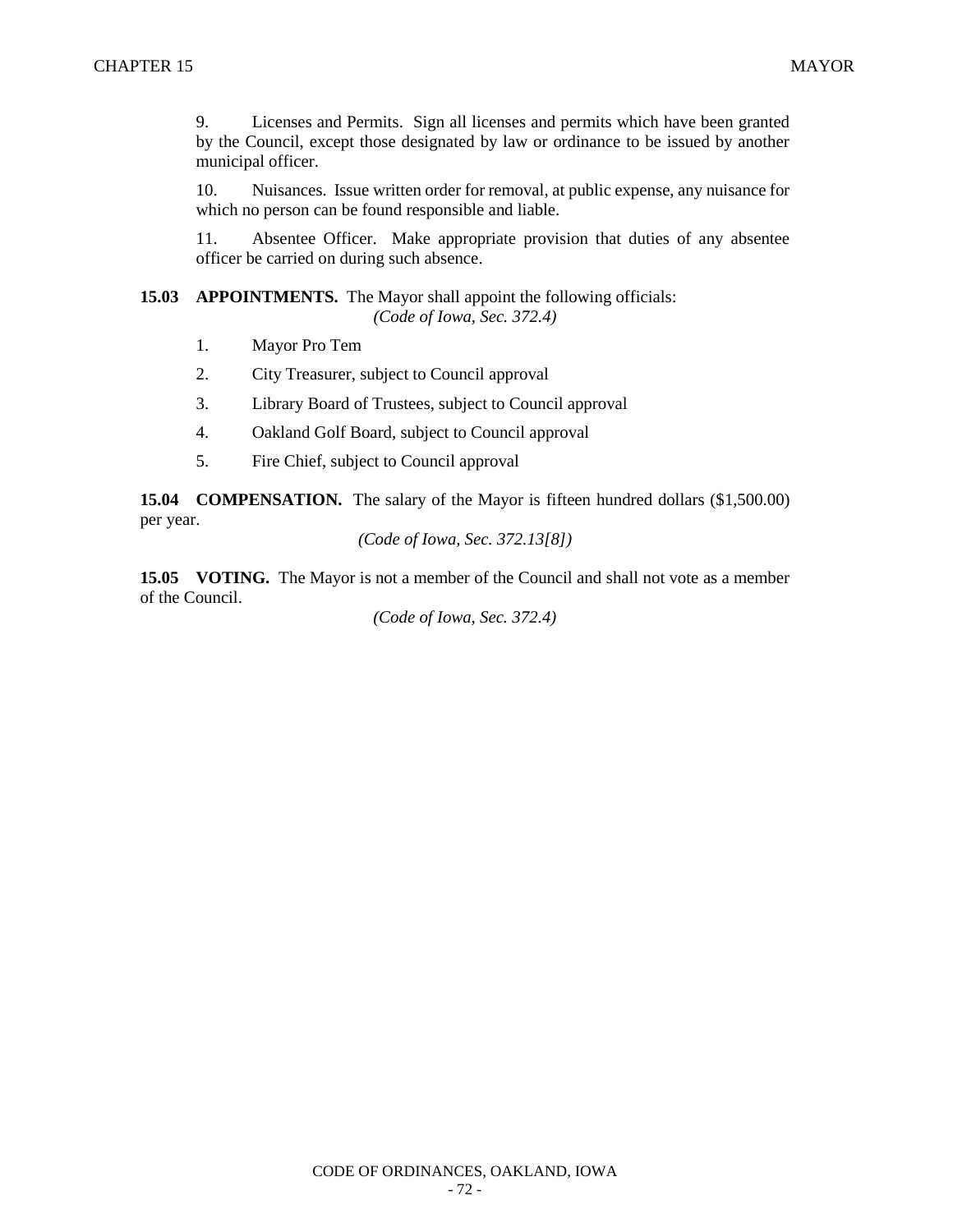9. Licenses and Permits. Sign all licenses and permits which have been granted by the Council, except those designated by law or ordinance to be issued by another municipal officer.

10. Nuisances. Issue written order for removal, at public expense, any nuisance for which no person can be found responsible and liable.

11. Absentee Officer. Make appropriate provision that duties of any absentee officer be carried on during such absence.

**15.03 APPOINTMENTS.** The Mayor shall appoint the following officials:

*(Code of Iowa, Sec. 372.4)*

1. Mayor Pro Tem
2. City Treasurer, subject to Council approval
3. Library Board of Trustees, subject to Council approval
4. Oakland Golf Board, subject to Council approval
5. Fire Chief, subject to Council approval

**15.04 COMPENSATION.** The salary of the Mayor is fifteen hundred dollars ($1,500.00) per year.

*(Code of Iowa, Sec. 372.13[8])*

**15.05 VOTING.** The Mayor is not a member of the Council and shall not vote as a member of the Council.

*(Code of Iowa, Sec. 372.4)*